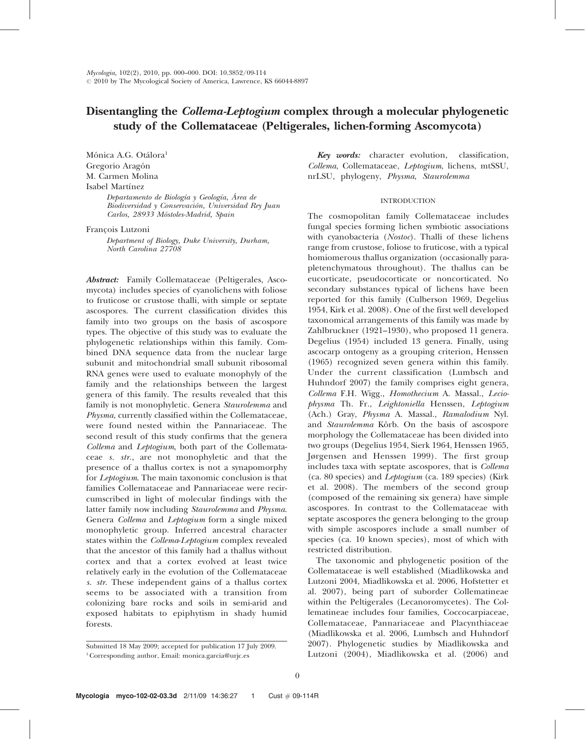*Mycologia,* 102(2), 2010, pp. 000–000. DOI: 10.3852/09-114
© 2010 by The Mycological Society of America, Lawrence, KS 66044-8897

# Disentangling the *Collema-Leptogium* complex through a molecular phylogenetic study of the Collemataceae (Peltigerales, lichen-forming Ascomycota)

Mónica A.G. Otálora[1]
Gregorio Aragón
M. Carmen Molina
Isabel Martínez

*Departamento de Biología y Geología, Área de Biodiversidad y Conservación, Universidad Rey Juan Carlos, 28933 Móstoles-Madrid, Spain*

François Lutzoni

*Department of Biology, Duke University, Durham, North Carolina 27708*

***Abstract:*** Family Collemataceae (Peltigerales, Ascomycota) includes species of cyanolichens with foliose to fruticose or crustose thalli, with simple or septate ascospores. The current classification divides this family into two groups on the basis of ascospore types. The objective of this study was to evaluate the phylogenetic relationships within this family. Combined DNA sequence data from the nuclear large subunit and mitochondrial small subunit ribosomal RNA genes were used to evaluate monophyly of the family and the relationships between the largest genera of this family. The results revealed that this family is not monophyletic. Genera *Staurolemma* and *Physma*, currently classified within the Collemataceae, were found nested within the Pannariaceae. The second result of this study confirms that the genera *Collema* and *Leptogium*, both part of the Collemataceae *s. str.*, are not monophyletic and that the presence of a thallus cortex is not a synapomorphy for *Leptogium*. The main taxonomic conclusion is that families Collemataceae and Pannariaceae were recircumscribed in light of molecular findings with the latter family now including *Staurolemma* and *Physma*. Genera *Collema* and *Leptogium* form a single mixed monophyletic group. Inferred ancestral character states within the *Collema-Leptogium* complex revealed that the ancestor of this family had a thallus without cortex and that a cortex evolved at least twice relatively early in the evolution of the Collemataceae *s. str.* These independent gains of a thallus cortex seems to be associated with a transition from colonizing bare rocks and soils in semi-arid and exposed habitats to epiphytism in shady humid forests.

*Key words:* character evolution, classification, *Collema*, Collemataceae, *Leptogium*, lichens, mtSSU, nrLSU, phylogeny, *Physma*, *Staurolemma*

## INTRODUCTION

The cosmopolitan family Collemataceae includes fungal species forming lichen symbiotic associations with cyanobacteria (*Nostoc*). Thalli of these lichens range from crustose, foliose to fruticose, with a typical homiomerous thallus organization (occasionally paraplectenchymatous throughout). The thallus can be eucorticate, pseudocorticate or noncorticated. No secondary substances typical of lichens have been reported for this family (Culberson 1969, Degelius 1954, Kirk et al. 2008). One of the first well developed taxonomical arrangements of this family was made by Zahlbruckner (1921–1930), who proposed 11 genera. Degelius (1954) included 13 genera. Finally, using ascocarp ontogeny as a grouping criterion, Henssen (1965) recognized seven genera within this family. Under the current classification (Lumbsch and Huhndorf 2007) the family comprises eight genera, *Collema* F.H. Wigg., *Homothecium* A. Massal., *Leciophysma* Th. Fr., *Leightoniella* Henssen, *Leptogium* (Ach.) Gray, *Physma* A. Massal., *Ramalodium* Nyl. and *Staurolemma* Körb. On the basis of ascospore morphology the Collemataceae has been divided into two groups (Degelius 1954, Sierk 1964, Henssen 1965, Jørgensen and Henssen 1999). The first group includes taxa with septate ascospores, that is *Collema* (ca. 80 species) and *Leptogium* (ca. 189 species) (Kirk et al. 2008). The members of the second group (composed of the remaining six genera) have simple ascospores. In contrast to the Collemataceae with septate ascospores the genera belonging to the group with simple ascospores include a small number of species (ca. 10 known species), most of which with restricted distribution.

The taxonomic and phylogenetic position of the Collemataceae is well established (Miadlikowska and Lutzoni 2004, Miadlikowska et al. 2006, Hofstetter et al. 2007), being part of suborder Collematineae within the Peltigerales (Lecanoromycetes). The Collematineae includes four families, Coccocarpiaceae, Collemataceae, Pannariaceae and Placynthiaceae (Miadlikowska et al. 2006, Lumbsch and Huhndorf 2007). Phylogenetic studies by Miadlikowska and Lutzoni (2004), Miadlikowska et al. (2006) and

Submitted 18 May 2009; accepted for publication 17 July 2009.
[1] Corresponding author, Email: monica.garcia@urjc.es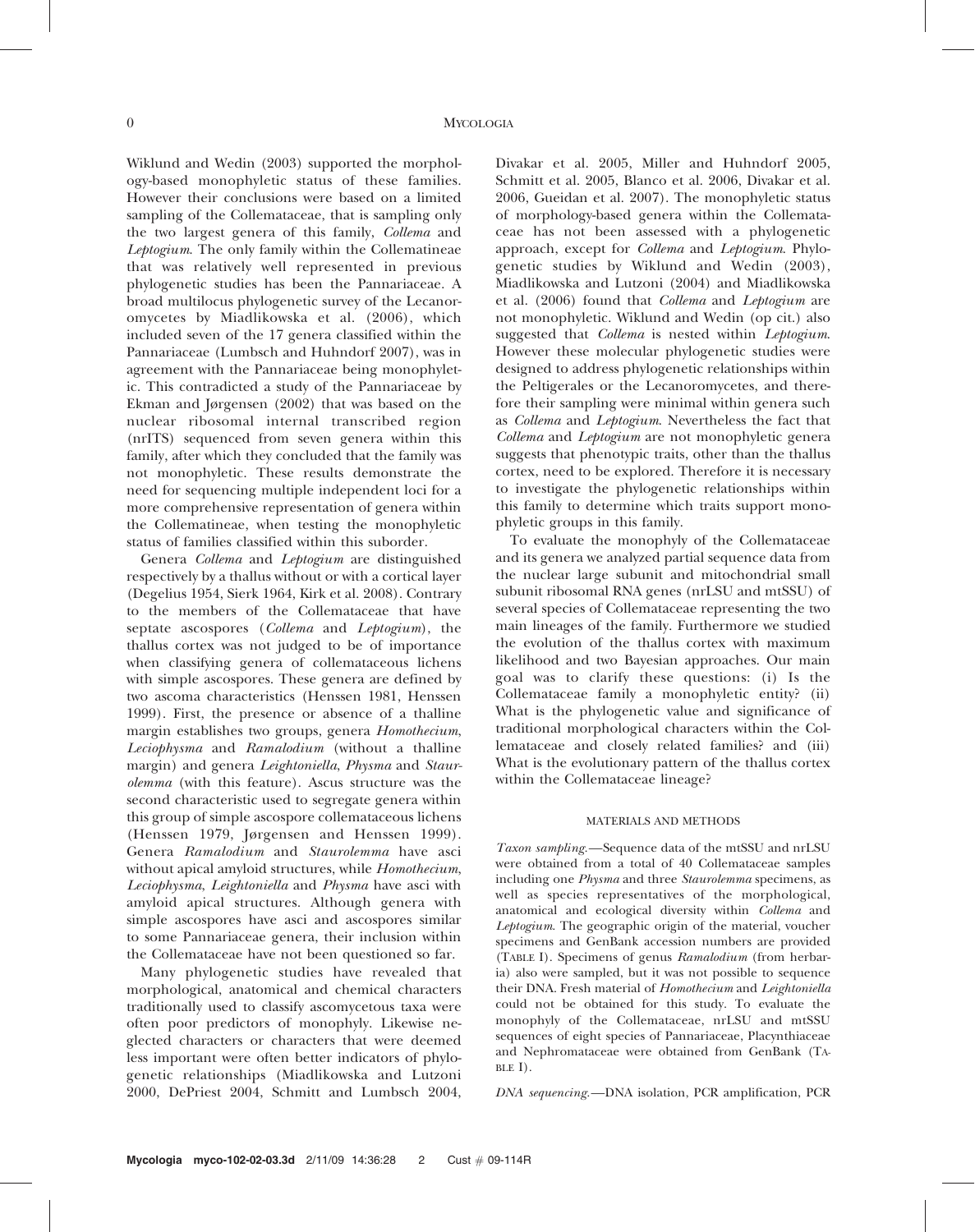Wiklund and Wedin (2003) supported the morphology-based monophyletic status of these families. However their conclusions were based on a limited sampling of the Collemataceae, that is sampling only the two largest genera of this family, *Collema* and *Leptogium*. The only family within the Collematineae that was relatively well represented in previous phylogenetic studies has been the Pannariaceae. A broad multilocus phylogenetic survey of the Lecanoromycetes by Miadlikowska et al. (2006), which included seven of the 17 genera classified within the Pannariaceae (Lumbsch and Huhndorf 2007), was in agreement with the Pannariaceae being monophyletic. This contradicted a study of the Pannariaceae by Ekman and Jørgensen (2002) that was based on the nuclear ribosomal internal transcribed region (nrITS) sequenced from seven genera within this family, after which they concluded that the family was not monophyletic. These results demonstrate the need for sequencing multiple independent loci for a more comprehensive representation of genera within the Collematineae, when testing the monophyletic status of families classified within this suborder.

Genera *Collema* and *Leptogium* are distinguished respectively by a thallus without or with a cortical layer (Degelius 1954, Sierk 1964, Kirk et al. 2008). Contrary to the members of the Collemataceae that have septate ascospores (*Collema* and *Leptogium*), the thallus cortex was not judged to be of importance when classifying genera of collemataceous lichens with simple ascospores. These genera are defined by two ascoma characteristics (Henssen 1981, Henssen 1999). First, the presence or absence of a thalline margin establishes two groups, genera *Homothecium*, *Leciophysma* and *Ramalodium* (without a thalline margin) and genera *Leightoniella*, *Physma* and *Staurolemma* (with this feature). Ascus structure was the second characteristic used to segregate genera within this group of simple ascospore collemataceous lichens (Henssen 1979, Jørgensen and Henssen 1999). Genera *Ramalodium* and *Staurolemma* have asci without apical amyloid structures, while *Homothecium*, *Leciophysma*, *Leightoniella* and *Physma* have asci with amyloid apical structures. Although genera with simple ascospores have asci and ascospores similar to some Pannariaceae genera, their inclusion within the Collemataceae have not been questioned so far.

Many phylogenetic studies have revealed that morphological, anatomical and chemical characters traditionally used to classify ascomycetous taxa were often poor predictors of monophyly. Likewise neglected characters or characters that were deemed less important were often better indicators of phylogenetic relationships (Miadlikowska and Lutzoni 2000, DePriest 2004, Schmitt and Lumbsch 2004, Divakar et al. 2005, Miller and Huhndorf 2005, Schmitt et al. 2005, Blanco et al. 2006, Divakar et al. 2006, Gueidan et al. 2007). The monophyletic status of morphology-based genera within the Collemataceae has not been assessed with a phylogenetic approach, except for *Collema* and *Leptogium*. Phylogenetic studies by Wiklund and Wedin (2003), Miadlikowska and Lutzoni (2004) and Miadlikowska et al. (2006) found that *Collema* and *Leptogium* are not monophyletic. Wiklund and Wedin (op cit.) also suggested that *Collema* is nested within *Leptogium*. However these molecular phylogenetic studies were designed to address phylogenetic relationships within the Peltigerales or the Lecanoromycetes, and therefore their sampling were minimal within genera such as *Collema* and *Leptogium*. Nevertheless the fact that *Collema* and *Leptogium* are not monophyletic genera suggests that phenotypic traits, other than the thallus cortex, need to be explored. Therefore it is necessary to investigate the phylogenetic relationships within this family to determine which traits support monophyletic groups in this family.

To evaluate the monophyly of the Collemataceae and its genera we analyzed partial sequence data from the nuclear large subunit and mitochondrial small subunit ribosomal RNA genes (nrLSU and mtSSU) of several species of Collemataceae representing the two main lineages of the family. Furthermore we studied the evolution of the thallus cortex with maximum likelihood and two Bayesian approaches. Our main goal was to clarify these questions: (i) Is the Collemataceae family a monophyletic entity? (ii) What is the phylogenetic value and significance of traditional morphological characters within the Collemataceae and closely related families? and (iii) What is the evolutionary pattern of the thallus cortex within the Collemataceae lineage?

## MATERIALS AND METHODS

*Taxon sampling.*—Sequence data of the mtSSU and nrLSU were obtained from a total of 40 Collemataceae samples including one *Physma* and three *Staurolemma* specimens, as well as species representatives of the morphological, anatomical and ecological diversity within *Collema* and *Leptogium*. The geographic origin of the material, voucher specimens and GenBank accession numbers are provided (TABLE I). Specimens of genus *Ramalodium* (from herbaria) also were sampled, but it was not possible to sequence their DNA. Fresh material of *Homothecium* and *Leightoniella* could not be obtained for this study. To evaluate the monophyly of the Collemataceae, nrLSU and mtSSU sequences of eight species of Pannariaceae, Placynthiaceae and Nephromataceae were obtained from GenBank (TABLE I).

*DNA sequencing.*—DNA isolation, PCR amplification, PCR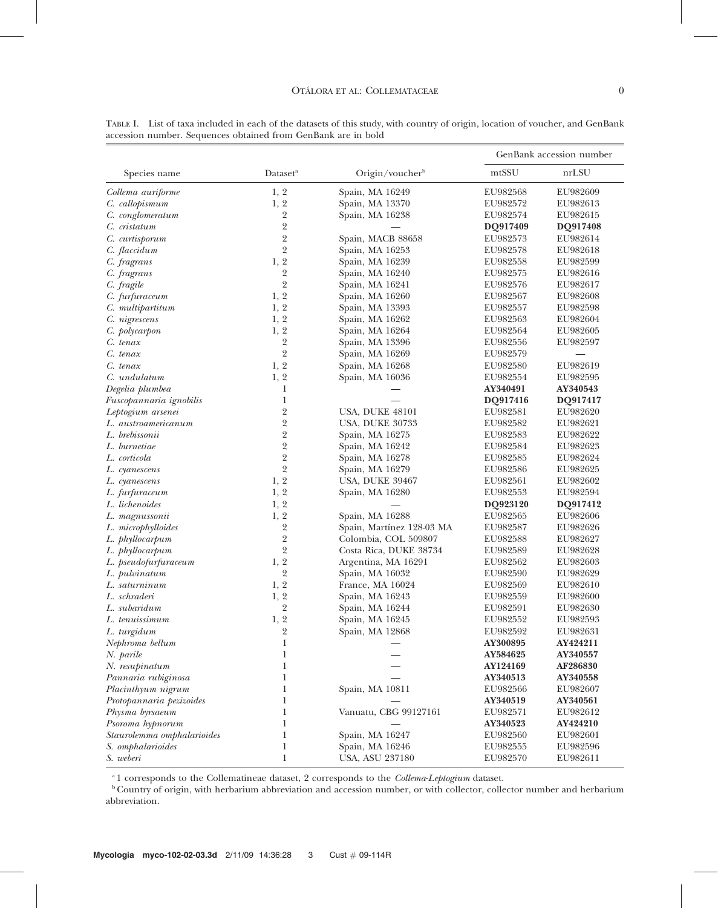TABLE I. List of taxa included in each of the datasets of this study, with country of origin, location of voucher, and GenBank accession number. Sequences obtained from GenBank are in bold

| Species name | Dataset[a] | Origin/voucher[b] | GenBank accession number | |
|---|---|---|---|---|
| | | | mtSSU | nrLSU |
| *Collema auriforme* | 1, 2 | Spain, MA 16249 | EU982568 | EU982609 |
| *C. callopismum* | 1, 2 | Spain, MA 13370 | EU982572 | EU982613 |
| *C. conglomeratum* | 2 | Spain, MA 16238 | EU982574 | EU982615 |
| *C. cristatum* | 2 | — | **DQ917409** | **DQ917408** |
| *C. curtisporum* | 2 | Spain, MACB 88658 | EU982573 | EU982614 |
| *C. flaccidum* | 2 | Spain, MA 16253 | EU982578 | EU982618 |
| *C. fragrans* | 1, 2 | Spain, MA 16239 | EU982558 | EU982599 |
| *C. fragrans* | 2 | Spain, MA 16240 | EU982575 | EU982616 |
| *C. fragile* | 2 | Spain, MA 16241 | EU982576 | EU982617 |
| *C. furfuraceum* | 1, 2 | Spain, MA 16260 | EU982567 | EU982608 |
| *C. multipartitum* | 1, 2 | Spain, MA 13393 | EU982557 | EU982598 |
| *C. nigrescens* | 1, 2 | Spain, MA 16262 | EU982563 | EU982604 |
| *C. polycarpon* | 1, 2 | Spain, MA 16264 | EU982564 | EU982605 |
| *C. tenax* | 2 | Spain, MA 13396 | EU982556 | EU982597 |
| *C. tenax* | 2 | Spain, MA 16269 | EU982579 | — |
| *C. tenax* | 1, 2 | Spain, MA 16268 | EU982580 | EU982619 |
| *C. undulatum* | 1, 2 | Spain, MA 16036 | EU982554 | EU982595 |
| *Degelia plumbea* | 1 | — | **AY340491** | **AY340543** |
| *Fuscopannaria ignobilis* | 1 | — | **DQ917416** | **DQ917417** |
| *Leptogium arsenei* | 2 | USA, DUKE 48101 | EU982581 | EU982620 |
| *L. austroamericanum* | 2 | USA, DUKE 30733 | EU982582 | EU982621 |
| *L. brebissonii* | 2 | Spain, MA 16275 | EU982583 | EU982622 |
| *L. burnetiae* | 2 | Spain, MA 16242 | EU982584 | EU982623 |
| *L. corticola* | 2 | Spain, MA 16278 | EU982585 | EU982624 |
| *L. cyanescens* | 2 | Spain, MA 16279 | EU982586 | EU982625 |
| *L. cyanescens* | 1, 2 | USA, DUKE 39467 | EU982561 | EU982602 |
| *L. furfuraceum* | 1, 2 | Spain, MA 16280 | EU982553 | EU982594 |
| *L. lichenoides* | 1, 2 | — | **DQ923120** | **DQ917412** |
| *L. magnussonii* | 1, 2 | Spain, MA 16288 | EU982565 | EU982606 |
| *L. microphylloides* | 2 | Spain, Martínez 128-03 MA | EU982587 | EU982626 |
| *L. phyllocarpum* | 2 | Colombia, COL 509807 | EU982588 | EU982627 |
| *L. phyllocarpum* | 2 | Costa Rica, DUKE 38734 | EU982589 | EU982628 |
| *L. pseudofurfuraceum* | 1, 2 | Argentina, MA 16291 | EU982562 | EU982603 |
| *L. pulvinatum* | 2 | Spain, MA 16032 | EU982590 | EU982629 |
| *L. saturninum* | 1, 2 | France, MA 16024 | EU982569 | EU982610 |
| *L. schraderi* | 1, 2 | Spain, MA 16243 | EU982559 | EU982600 |
| *L. subaridum* | 2 | Spain, MA 16244 | EU982591 | EU982630 |
| *L. tenuissimum* | 1, 2 | Spain, MA 16245 | EU982552 | EU982593 |
| *L. turgidum* | 2 | Spain, MA 12868 | EU982592 | EU982631 |
| *Nephroma bellum* | 1 | — | **AY300895** | **AY424211** |
| *N. parile* | 1 | — | **AY584625** | **AY340557** |
| *N. resupinatum* | 1 | — | **AY124169** | **AF286830** |
| *Pannaria rubiginosa* | 1 | — | **AY340513** | **AY340558** |
| *Placinthyum nigrum* | 1 | Spain, MA 10811 | EU982566 | EU982607 |
| *Protopannaria pezizoides* | 1 | — | **AY340519** | **AY340561** |
| *Physma byrsaeum* | 1 | Vanuatu, CBG 99127161 | EU982571 | EU982612 |
| *Psoroma hypnorum* | 1 | — | **AY340523** | **AY424210** |
| *Staurolemma omphalarioides* | 1 | Spain, MA 16247 | EU982560 | EU982601 |
| *S. omphalarioides* | 1 | Spain, MA 16246 | EU982555 | EU982596 |
| *S. weberi* | 1 | USA, ASU 237180 | EU982570 | EU982611 |

[a] 1 corresponds to the Collematineae dataset, 2 corresponds to the *Collema-Leptogium* dataset.

[b] Country of origin, with herbarium abbreviation and accession number, or with collector, collector number and herbarium abbreviation.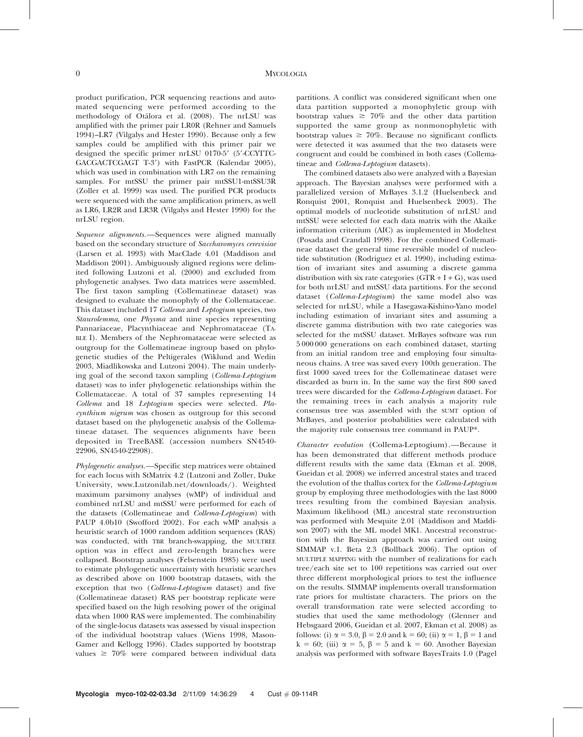product purification, PCR sequencing reactions and automated sequencing were performed according to the methodology of Otálora et al. (2008). The nrLSU was amplified with the primer pair LR0R (Rehner and Samuels 1994)–LR7 (Vilgalys and Hester 1990). Because only a few samples could be amplified with this primer pair we designed the specific primer nrLSU 0170-5′ (5′-CCYTTC-GACGACTCGAGT T-3′) with FastPCR (Kalendar 2005), which was used in combination with LR7 on the remaining samples. For mtSSU the primer pair mtSSU1-mtSSU3R (Zoller et al. 1999) was used. The purified PCR products were sequenced with the same amplification primers, as well as LR6, LR2R and LR3R (Vilgalys and Hester 1990) for the nrLSU region.

*Sequence alignments*.—Sequences were aligned manually based on the secondary structure of *Saccharomyces cerevisiae* (Larsen et al. 1993) with MacClade 4.01 (Maddison and Maddison 2001). Ambiguously aligned regions were delimited following Lutzoni et al. (2000) and excluded from phylogenetic analyses. Two data matrices were assembled. The first taxon sampling (Collematineae dataset) was designed to evaluate the monophyly of the Collemataceae. This dataset included 17 *Collema* and *Leptogium* species, two *Staurolemma*, one *Physma* and nine species representing Pannariaceae, Placynthiaceae and Nephromataceae (TABLE I). Members of the Nephromataceae were selected as outgroup for the Collematineae ingroup based on phylogenetic studies of the Peltigerales (Wiklund and Wedin 2003, Miadlikowska and Lutzoni 2004). The main underlying goal of the second taxon sampling (*Collema-Leptogium* dataset) was to infer phylogenetic relationships within the Collemataceae. A total of 37 samples representing 14 *Collema* and 18 *Leptogium* species were selected. *Placynthium nigrum* was chosen as outgroup for this second dataset based on the phylogenetic analysis of the Collematineae dataset. The sequences alignments have been deposited in TreeBASE (accession numbers SN4540-22906, SN4540-22908).

*Phylogenetic analyses*.—Specific step matrices were obtained for each locus with StMatrix 4.2 (Lutzoni and Zoller, Duke University, www.Lutzonilab.net/downloads/). Weighted maximum parsimony analyses (wMP) of individual and combined nrLSU and mtSSU were performed for each of the datasets (Collematineae and *Collema-Leptogium*) with PAUP 4.0b10 (Swofford 2002). For each wMP analysis a heuristic search of 1000 random addition sequences (RAS) was conducted, with TBR branch-swapping, the MULTREE option was in effect and zero-length branches were collapsed. Bootstrap analyses (Felsenstein 1985) were used to estimate phylogenetic uncertainty with heuristic searches as described above on 1000 bootstrap datasets, with the exception that two (*Collema-Leptogium* dataset) and five (Collematineae dataset) RAS per bootstrap replicate were specified based on the high resolving power of the original data when 1000 RAS were implemented. The combinability of the single-locus datasets was assessed by visual inspection of the individual bootstrap values (Wiens 1998, Mason-Gamer and Kellogg 1996). Clades supported by bootstrap values $\geq$ 70% were compared between individual data partitions. A conflict was considered significant when one data partition supported a monophyletic group with bootstrap values $\geq$ 70% and the other data partition supported the same group as nonmonophyletic with bootstrap values $\geq$ 70%. Because no significant conflicts were detected it was assumed that the two datasets were congruent and could be combined in both cases (Collematineae and *Collema-Leptogium* datasets).

The combined datasets also were analyzed with a Bayesian approach. The Bayesian analyses were performed with a parallelized version of MrBayes 3.1.2 (Huelsenbeck and Ronquist 2001, Ronquist and Huelsenbeck 2003). The optimal models of nucleotide substitution of nrLSU and mtSSU were selected for each data matrix with the Akaike information criterium (AIC) as implemented in Modeltest (Posada and Crandall 1998). For the combined Collematineae dataset the general time reversible model of nucleotide substitution (Rodriguez et al. 1990), including estimation of invariant sites and assuming a discrete gamma distribution with six rate categories (GTR + I + G), was used for both nrLSU and mtSSU data partitions. For the second dataset (*Collema-Leptogium*) the same model also was selected for nrLSU, while a Hasegawa-Kishino-Yano model including estimation of invariant sites and assuming a discrete gamma distribution with two rate categories was selected for the mtSSU dataset. MrBayes software was run 5 000 000 generations on each combined dataset, starting from an initial random tree and employing four simultaneous chains. A tree was saved every 100th generation. The first 1000 saved trees for the Collematineae dataset were discarded as burn in. In the same way the first 800 saved trees were discarded for the *Collema-Leptogium* dataset. For the remaining trees in each analysis a majority rule consensus tree was assembled with the SUMT option of MrBayes, and posterior probabilities were calculated with the majority rule consensus tree command in PAUP*.

*Character evolution* (Collema-Leptogium).—Because it has been demonstrated that different methods produce different results with the same data (Ekman et al. 2008, Gueidan et al. 2008) we inferred ancestral states and traced the evolution of the thallus cortex for the *Collema-Leptogium* group by employing three methodologies with the last 8000 trees resulting from the combined Bayesian analysis. Maximum likelihood (ML) ancestral state reconstruction was performed with Mesquite 2.01 (Maddison and Maddison 2007) with the ML model MK1. Ancestral reconstruction with the Bayesian approach was carried out using SIMMAP v.1. Beta 2.3 (Bollback 2006). The option of MULTIPLE MAPPING with the number of realizations for each tree/each site set to 100 repetitions was carried out over three different morphological priors to test the influence on the results. SIMMAP implements overall transformation rate priors for multistate characters. The priors on the overall transformation rate were selected according to studies that used the same methodology (Glenner and Hebsgaard 2006, Gueidan et al. 2007, Ekman et al. 2008) as follows: (i) $\alpha = 3.0$, $\beta = 2.0$ and $k = 60$; (ii) $\alpha = 1$, $\beta = 1$ and $k = 60$; (iii) $\alpha = 5$, $\beta = 5$ and $k = 60$. Another Bayesian analysis was performed with software BayesTraits 1.0 (Pagel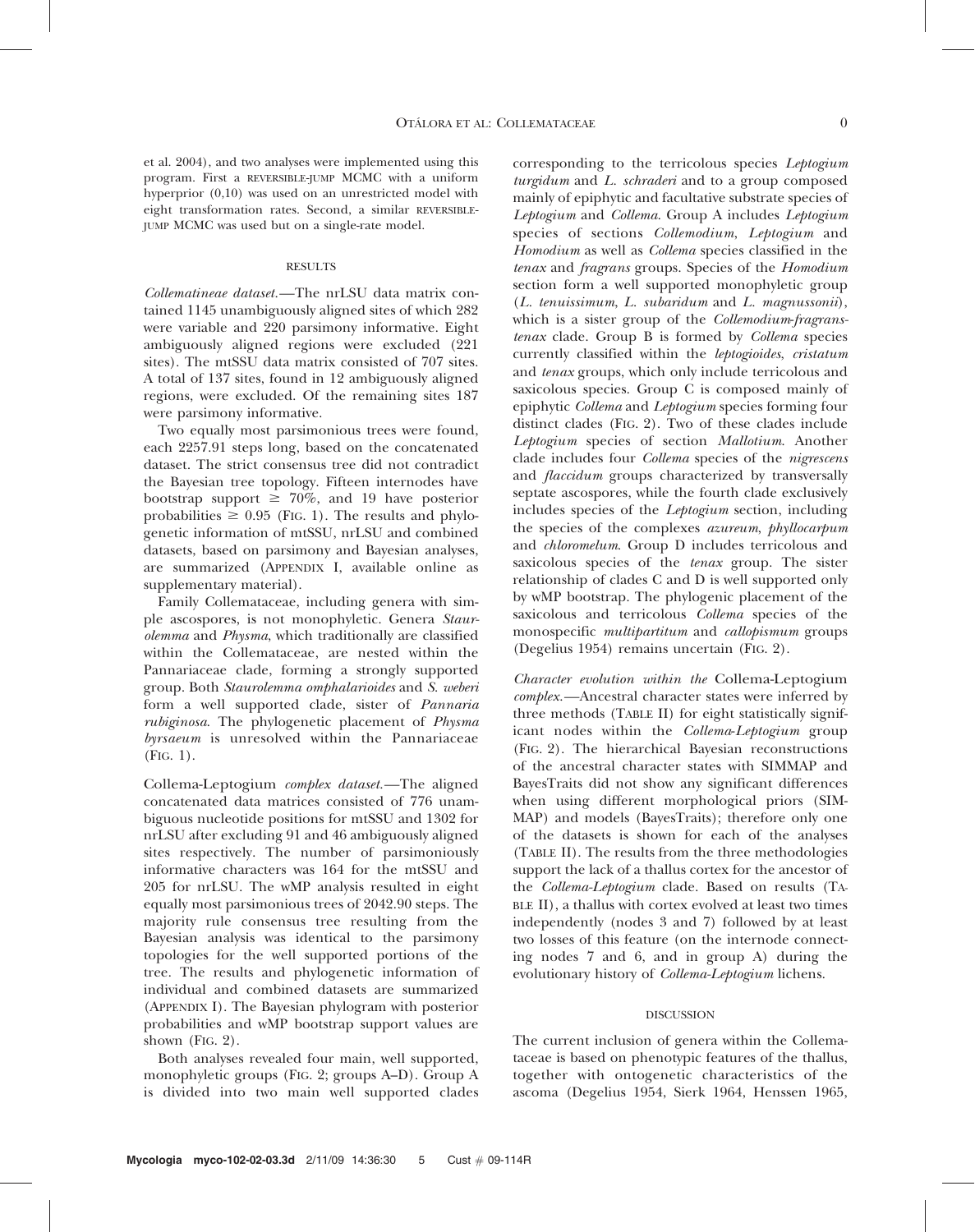et al. 2004), and two analyses were implemented using this program. First a REVERSIBLE-JUMP MCMC with a uniform hyperprior (0,10) was used on an unrestricted model with eight transformation rates. Second, a similar REVERSIBLE-JUMP MCMC was used but on a single-rate model.

## RESULTS

*Collematineae dataset.*—The nrLSU data matrix contained 1145 unambiguously aligned sites of which 282 were variable and 220 parsimony informative. Eight ambiguously aligned regions were excluded (221 sites). The mtSSU data matrix consisted of 707 sites. A total of 137 sites, found in 12 ambiguously aligned regions, were excluded. Of the remaining sites 187 were parsimony informative.

Two equally most parsimonious trees were found, each 2257.91 steps long, based on the concatenated dataset. The strict consensus tree did not contradict the Bayesian tree topology. Fifteen internodes have bootstrap support $\geq$ 70%, and 19 have posterior probabilities $\geq$ 0.95 (FIG. 1). The results and phylogenetic information of mtSSU, nrLSU and combined datasets, based on parsimony and Bayesian analyses, are summarized (APPENDIX I, available online as supplementary material).

Family Collemataceae, including genera with simple ascospores, is not monophyletic. Genera *Staurolemma* and *Physma*, which traditionally are classified within the Collemataceae, are nested within the Pannariaceae clade, forming a strongly supported group. Both *Staurolemma omphalarioides* and *S. weberi* form a well supported clade, sister of *Pannaria rubiginosa*. The phylogenetic placement of *Physma byrsaeum* is unresolved within the Pannariaceae (FIG. 1).

Collema-Leptogium *complex dataset.*—The aligned concatenated data matrices consisted of 776 unambiguous nucleotide positions for mtSSU and 1302 for nrLSU after excluding 91 and 46 ambiguously aligned sites respectively. The number of parsimoniously informative characters was 164 for the mtSSU and 205 for nrLSU. The wMP analysis resulted in eight equally most parsimonious trees of 2042.90 steps. The majority rule consensus tree resulting from the Bayesian analysis was identical to the parsimony topologies for the well supported portions of the tree. The results and phylogenetic information of individual and combined datasets are summarized (APPENDIX I). The Bayesian phylogram with posterior probabilities and wMP bootstrap support values are shown (FIG. 2).

Both analyses revealed four main, well supported, monophyletic groups (FIG. 2; groups A–D). Group A is divided into two main well supported clades corresponding to the terricolous species *Leptogium turgidum* and *L. schraderi* and to a group composed mainly of epiphytic and facultative substrate species of *Leptogium* and *Collema*. Group A includes *Leptogium* species of sections *Collemodium*, *Leptogium* and *Homodium* as well as *Collema* species classified in the *tenax* and *fragrans* groups. Species of the *Homodium* section form a well supported monophyletic group (*L. tenuissimum*, *L. subaridum* and *L. magnussonii*), which is a sister group of the *Collemodium*-*fragrans*-*tenax* clade. Group B is formed by *Collema* species currently classified within the *leptogioides*, *cristatum* and *tenax* groups, which only include terricolous and saxicolous species. Group C is composed mainly of epiphytic *Collema* and *Leptogium* species forming four distinct clades (FIG. 2). Two of these clades include *Leptogium* species of section *Mallotium*. Another clade includes four *Collema* species of the *nigrescens* and *flaccidum* groups characterized by transversally septate ascospores, while the fourth clade exclusively includes species of the *Leptogium* section, including the species of the complexes *azureum*, *phyllocarpum* and *chloromelum*. Group D includes terricolous and saxicolous species of the *tenax* group. The sister relationship of clades C and D is well supported only by wMP bootstrap. The phylogenic placement of the saxicolous and terricolous *Collema* species of the monospecific *multipartitum* and *callopismum* groups (Degelius 1954) remains uncertain (FIG. 2).

*Character evolution within the* Collema-Leptogium *complex.*—Ancestral character states were inferred by three methods (TABLE II) for eight statistically significant nodes within the *Collema-Leptogium* group (FIG. 2). The hierarchical Bayesian reconstructions of the ancestral character states with SIMMAP and BayesTraits did not show any significant differences when using different morphological priors (SIMMAP) and models (BayesTraits); therefore only one of the datasets is shown for each of the analyses (TABLE II). The results from the three methodologies support the lack of a thallus cortex for the ancestor of the *Collema-Leptogium* clade. Based on results (TABLE II), a thallus with cortex evolved at least two times independently (nodes 3 and 7) followed by at least two losses of this feature (on the internode connecting nodes 7 and 6, and in group A) during the evolutionary history of *Collema-Leptogium* lichens.

## DISCUSSION

The current inclusion of genera within the Collemataceae is based on phenotypic features of the thallus, together with ontogenetic characteristics of the ascoma (Degelius 1954, Sierk 1964, Henssen 1965,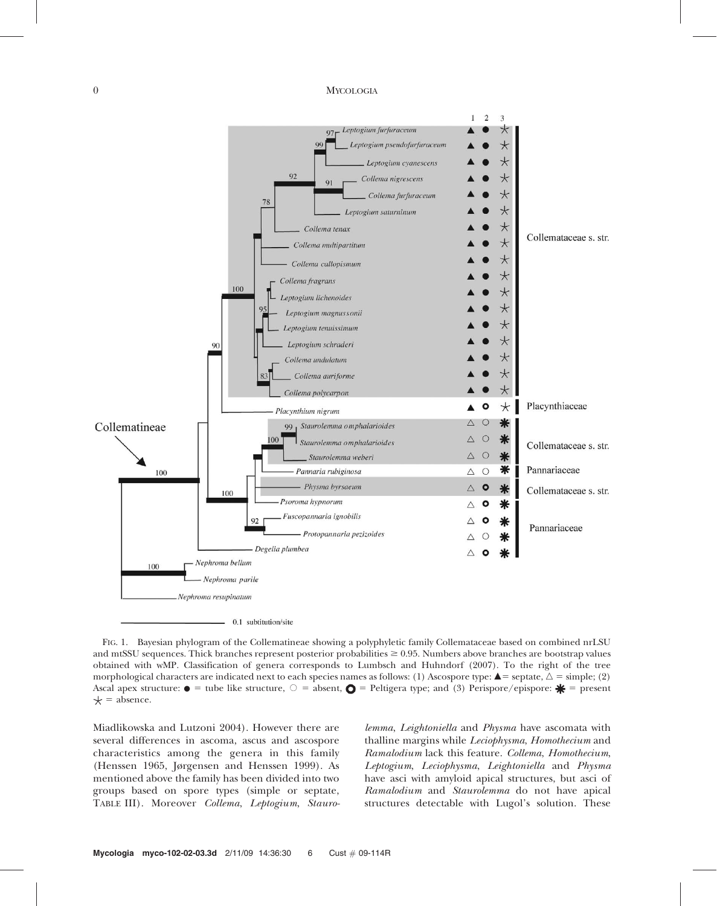FIG. 1. Bayesian phylogram of the Collematineae showing a polyphyletic family Collemataceae based on combined nrLSU and mtSSU sequences. Thick branches represent posterior probabilities ≥ 0.95. Numbers above branches are bootstrap values obtained with wMP. Classification of genera corresponds to Lumbsch and Huhndorf (2007). To the right of the tree morphological characters are indicated next to each species names as follows: (1) Ascospore type: ▲ = septate, △ = simple; (2) Ascal apex structure: ● = tube like structure, ○ = absent, ○ = Peltigera type; and (3) Perispore/epispore: ✱ = present ⚹ = absence.

Miadlikowska and Lutzoni 2004). However there are several differences in ascoma, ascus and ascospore characteristics among the genera in this family (Henssen 1965, Jørgensen and Henssen 1999). As mentioned above the family has been divided into two groups based on spore types (simple or septate, TABLE III). Moreover *Collema*, *Leptogium*, *Staurolemma*, *Leightoniella* and *Physma* have ascomata with thalline margins while *Leciophysma*, *Homothecium* and *Ramalodium* lack this feature. *Collema*, *Homothecium*, *Leptogium*, *Leciophysma*, *Leightoniella* and *Physma* have asci with amyloid apical structures, but asci of *Ramalodium* and *Staurolemma* do not have apical structures detectable with Lugol's solution. These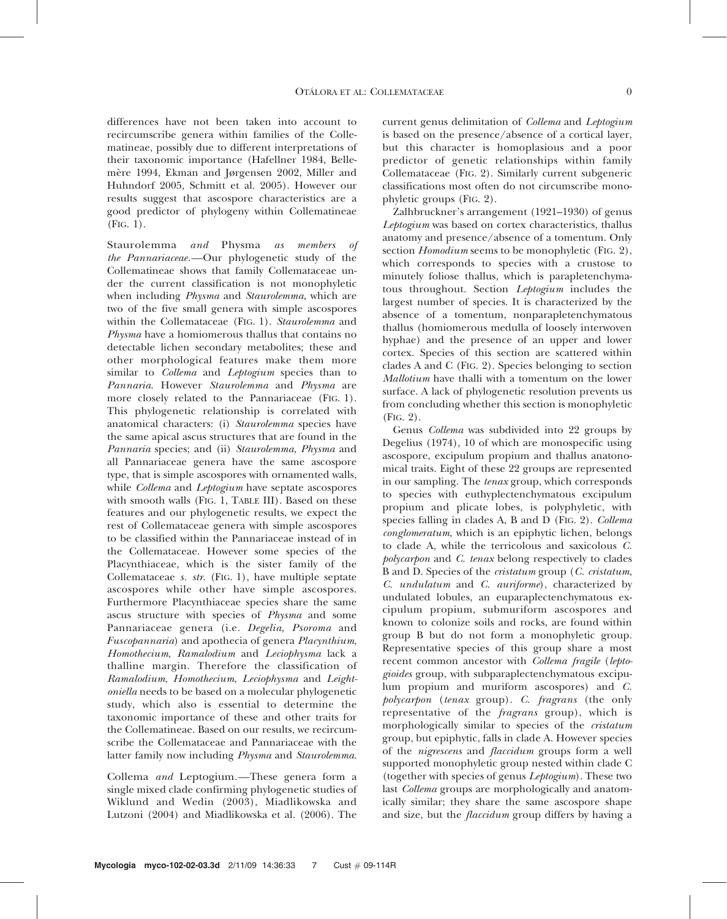differences have not been taken into account to recircumscribe genera within families of the Collematineae, possibly due to different interpretations of their taxonomic importance (Hafellner 1984, Bellemère 1994, Ekman and Jørgensen 2002, Miller and Huhndorf 2005, Schmitt et al. 2005). However our results suggest that ascospore characteristics are a good predictor of phylogeny within Collematineae (FIG. 1).

*Staurolemma and Physma as members of the Pannariaceae.*—Our phylogenetic study of the Collematineae shows that family Collemataceae under the current classification is not monophyletic when including *Physma* and *Staurolemma*, which are two of the five small genera with simple ascospores within the Collemataceae (FIG. 1). *Staurolemma* and *Physma* have a homiomerous thallus that contains no detectable lichen secondary metabolites; these and other morphological features make them more similar to *Collema* and *Leptogium* species than to *Pannaria*. However *Staurolemma* and *Physma* are more closely related to the Pannariaceae (FIG. 1). This phylogenetic relationship is correlated with anatomical characters: (i) *Staurolemma* species have the same apical ascus structures that are found in the *Pannaria* species; and (ii) *Staurolemma*, *Physma* and all Pannariaceae genera have the same ascospore type, that is simple ascospores with ornamented walls, while *Collema* and *Leptogium* have septate ascospores with smooth walls (FIG. 1, TABLE III). Based on these features and our phylogenetic results, we expect the rest of Collemataceae genera with simple ascospores to be classified within the Pannariaceae instead of in the Collemataceae. However some species of the Placynthiaceae, which is the sister family of the Collemataceae *s. str.* (FIG. 1), have multiple septate ascospores while other have simple ascospores. Furthermore Placynthiaceae species share the same ascus structure with species of *Physma* and some Pannariaceae genera (i.e. *Degelia*, *Psoroma* and *Fuscopannaria*) and apothecia of genera *Placynthium*, *Homothecium*, *Ramalodium* and *Leciophysma* lack a thalline margin. Therefore the classification of *Ramalodium*, *Homothecium*, *Leciophysma* and *Leightoniella* needs to be based on a molecular phylogenetic study, which also is essential to determine the taxonomic importance of these and other traits for the Collematineae. Based on our results, we recircumscribe the Collemataceae and Pannariaceae with the latter family now including *Physma* and *Staurolemma*.

*Collema and Leptogium.*—These genera form a single mixed clade confirming phylogenetic studies of Wiklund and Wedin (2003), Miadlikowska and Lutzoni (2004) and Miadlikowska et al. (2006). The current genus delimitation of *Collema* and *Leptogium* is based on the presence/absence of a cortical layer, but this character is homoplasious and a poor predictor of genetic relationships within family Collemataceae (FIG. 2). Similarly current subgeneric classifications most often do not circumscribe monophyletic groups (FIG. 2).

Zalhbruckner's arrangement (1921–1930) of genus *Leptogium* was based on cortex characteristics, thallus anatomy and presence/absence of a tomentum. Only section *Homodium* seems to be monophyletic (FIG. 2), which corresponds to species with a crustose to minutely foliose thallus, which is parapletenchymatous throughout. Section *Leptogium* includes the largest number of species. It is characterized by the absence of a tomentum, nonparapletenchymatous thallus (homiomerous medulla of loosely interwoven hyphae) and the presence of an upper and lower cortex. Species of this section are scattered within clades A and C (FIG. 2). Species belonging to section *Mallotium* have thalli with a tomentum on the lower surface. A lack of phylogenetic resolution prevents us from concluding whether this section is monophyletic (FIG. 2).

Genus *Collema* was subdivided into 22 groups by Degelius (1974), 10 of which are monospecific using ascospore, excipulum propium and thallus anatonomical traits. Eight of these 22 groups are represented in our sampling. The *tenax* group, which corresponds to species with euthyplectenchymatous excipulum propium and plicate lobes, is polyphyletic, with species falling in clades A, B and D (FIG. 2). *Collema conglomeratum*, which is an epiphytic lichen, belongs to clade A, while the terricolous and saxicolous *C. polycarpon* and *C. tenax* belong respectively to clades B and D. Species of the *cristatum* group (*C. cristatum*, *C. undulatum* and *C. auriforme*), characterized by undulated lobules, an euparaplectenchymatous excipulum propium, submuriform ascospores and known to colonize soils and rocks, are found within group B but do not form a monophyletic group. Representative species of this group share a most recent common ancestor with *Collema fragile* (*leptogioides* group, with subparaplectenchymatous excipulum propium and muriform ascospores) and *C. polycarpon* (*tenax* group). *C. fragrans* (the only representative of the *fragrans* group), which is morphologically similar to species of the *cristatum* group, but epiphytic, falls in clade A. However species of the *nigrescens* and *flaccidum* groups form a well supported monophyletic group nested within clade C (together with species of genus *Leptogium*). These two last *Collema* groups are morphologically and anatomically similar; they share the same ascospore shape and size, but the *flaccidum* group differs by having a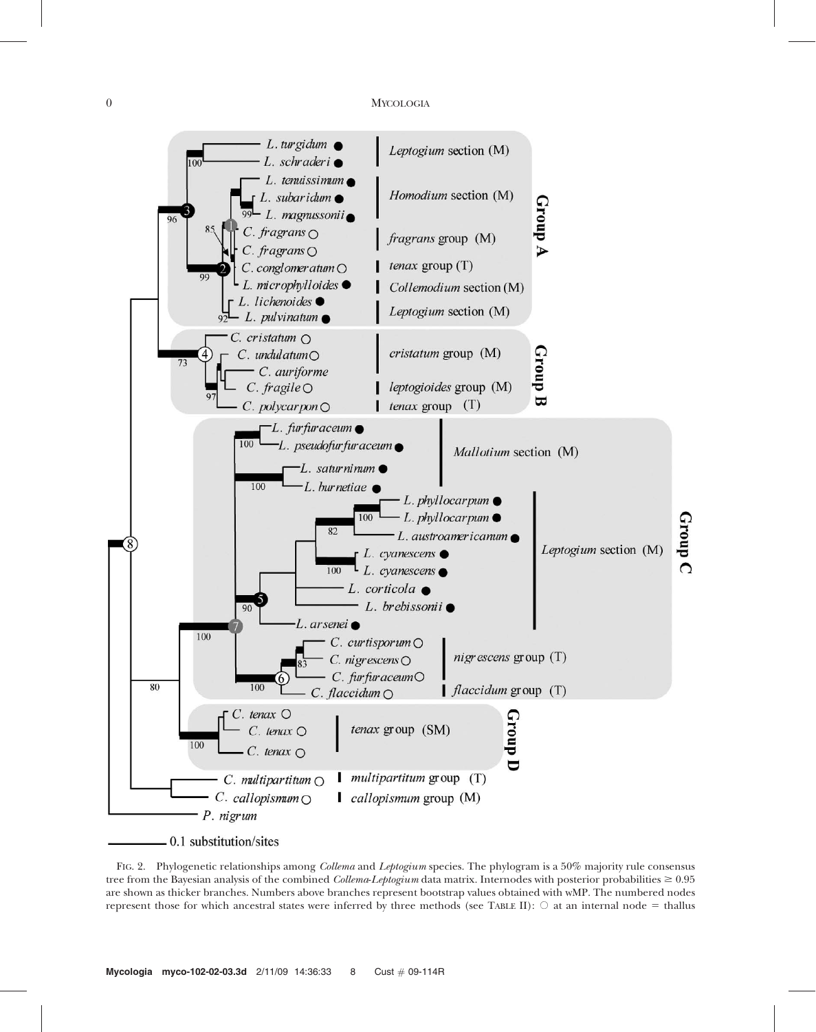FIG. 2. Phylogenetic relationships among *Collema* and *Leptogium* species. The phylogram is a 50% majority rule consensus tree from the Bayesian analysis of the combined *Collema-Leptogium* data matrix. Internodes with posterior probabilities ≥ 0.95 are shown as thicker branches. Numbers above branches represent bootstrap values obtained with wMP. The numbered nodes represent those for which ancestral states were inferred by three methods (see TABLE II): ○ at an internal node = thallus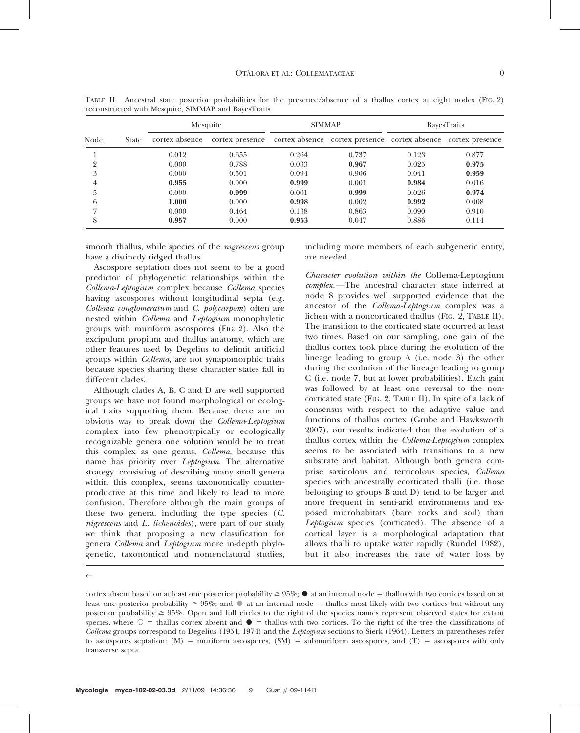TABLE II. Ancestral state posterior probabilities for the presence/absence of a thallus cortex at eight nodes (FIG. 2) reconstructed with Mesquite, SIMMAP and BayesTraits

| Node | State | Mesquite | | SIMMAP | | BayesTraits | |
|---|---|---|---|---|---|---|---|
| | | cortex absence | cortex presence | cortex absence | cortex presence | cortex absence | cortex presence |
| 1 | | 0.012 | 0.655 | 0.264 | 0.737 | 0.123 | 0.877 |
| 2 | | 0.000 | 0.788 | 0.033 | **0.967** | 0.025 | **0.975** |
| 3 | | 0.000 | 0.501 | 0.094 | 0.906 | 0.041 | **0.959** |
| 4 | | **0.955** | 0.000 | **0.999** | 0.001 | **0.984** | 0.016 |
| 5 | | 0.000 | **0.999** | 0.001 | **0.999** | 0.026 | **0.974** |
| 6 | | **1.000** | 0.000 | **0.998** | 0.002 | **0.992** | 0.008 |
| 7 | | 0.000 | 0.464 | 0.138 | 0.863 | 0.090 | 0.910 |
| 8 | | **0.957** | 0.000 | **0.953** | 0.047 | 0.886 | 0.114 |

smooth thallus, while species of the *nigrescens* group have a distinctly ridged thallus.

Ascospore septation does not seem to be a good predictor of phylogenetic relationships within the *Collema-Leptogium* complex because *Collema* species having ascospores without longitudinal septa (e.g. *Collema conglomeratum* and *C. polycarpom*) often are nested within *Collema* and *Leptogium* monophyletic groups with muriform ascospores (FIG. 2). Also the excipulum propium and thallus anatomy, which are other features used by Degelius to delimit artificial groups within *Collema*, are not synapomorphic traits because species sharing these character states fall in different clades.

Although clades A, B, C and D are well supported groups we have not found morphological or ecological traits supporting them. Because there are no obvious way to break down the *Collema-Leptogium* complex into few phenotypically or ecologically recognizable genera one solution would be to treat this complex as one genus, *Collema*, because this name has priority over *Leptogium*. The alternative strategy, consisting of describing many small genera within this complex, seems taxonomically counterproductive at this time and likely to lead to more confusion. Therefore although the main groups of these two genera, including the type species (*C. nigrescens* and *L. lichenoides*), were part of our study we think that proposing a new classification for genera *Collema* and *Leptogium* more in-depth phylogenetic, taxonomical and nomenclatural studies, including more members of each subgeneric entity, are needed.

*Character evolution within the* Collema-Leptogium *complex*.—The ancestral character state inferred at node 8 provides well supported evidence that the ancestor of the *Collema-Leptogium* complex was a lichen with a noncorticated thallus (FIG. 2, TABLE II). The transition to the corticated state occurred at least two times. Based on our sampling, one gain of the thallus cortex took place during the evolution of the lineage leading to group A (i.e. node 3) the other during the evolution of the lineage leading to group C (i.e. node 7, but at lower probabilities). Each gain was followed by at least one reversal to the noncorticated state (FIG. 2, TABLE II). In spite of a lack of consensus with respect to the adaptive value and functions of thallus cortex (Grube and Hawksworth 2007), our results indicated that the evolution of a thallus cortex within the *Collema-Leptogium* complex seems to be associated with transitions to a new substrate and habitat. Although both genera comprise saxicolous and terricolous species, *Collema* species with ancestrally ecorticated thalli (i.e. those belonging to groups B and D) tend to be larger and more frequent in semi-arid environments and exposed microhabitats (bare rocks and soil) than *Leptogium* species (corticated). The absence of a cortical layer is a morphological adaptation that allows thalli to uptake water rapidly (Rundel 1982), but it also increases the rate of water loss by

←

cortex absent based on at least one posterior probability ≥ 95%; ● at an internal node = thallus with two cortices based on at least one posterior probability ≥ 95%; and ● at an internal node = thallus most likely with two cortices but without any posterior probability ≥ 95%. Open and full circles to the right of the species names represent observed states for extant species, where ○ = thallus cortex absent and ● = thallus with two cortices. To the right of the tree the classifications of *Collema* groups correspond to Degelius (1954, 1974) and the *Leptogium* sections to Sierk (1964). Letters in parentheses refer to ascospores septation: (M) = muriform ascospores, (SM) = submuriform ascospores, and (T) = ascospores with only transverse septa.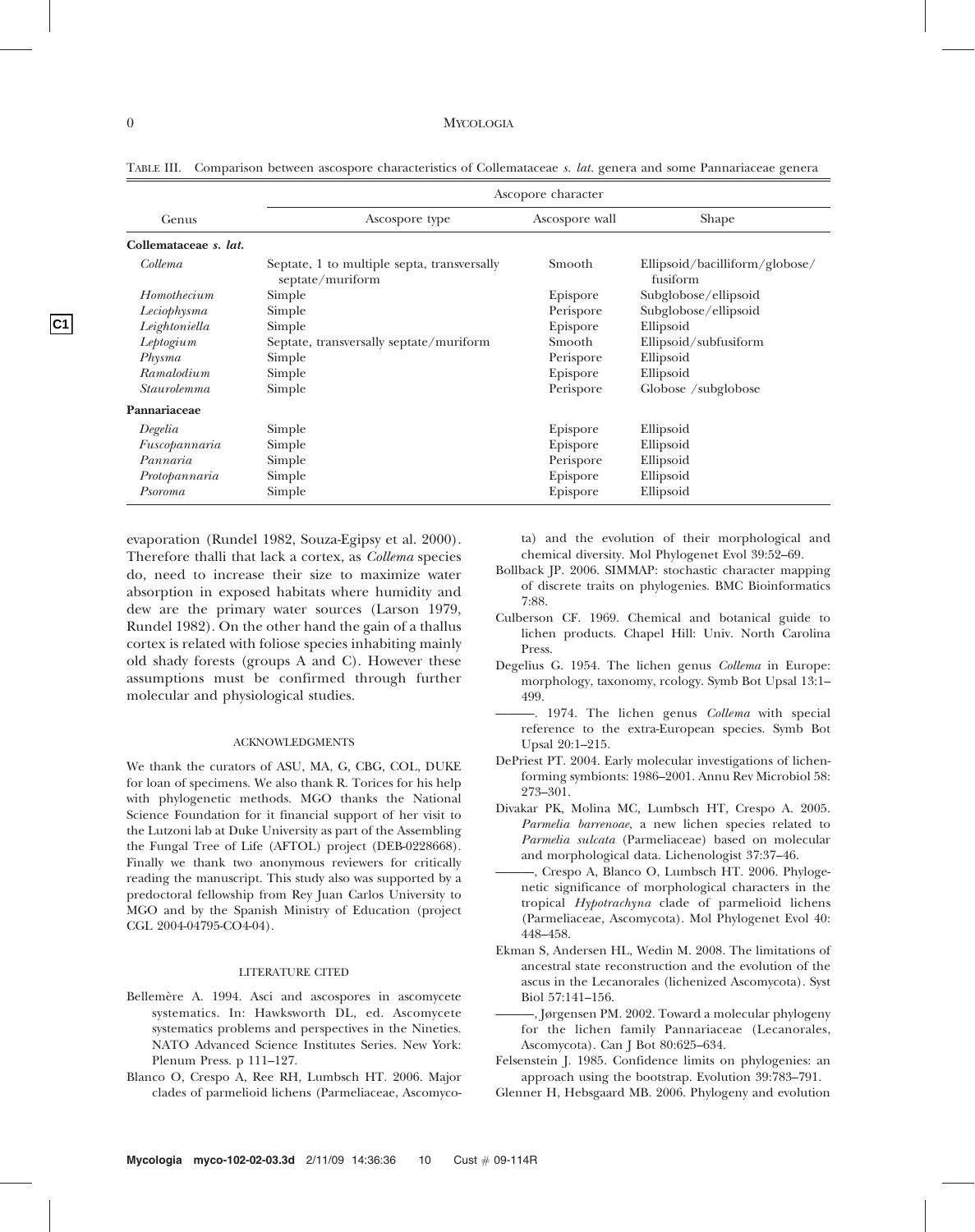TABLE III. Comparison between ascospore characteristics of Collemataceae *s. lat.* genera and some Pannariaceae genera

| Genus | Ascopore character | | |
|---|---|---|---|
| | Ascospore type | Ascospore wall | Shape |
| **Collemataceae *s. lat.*** | | | |
| *Collema* | Septate, 1 to multiple septa, transversally septate/muriform | Smooth | Ellipsoid/bacilliform/globose/fusiform |
| *Homothecium* | Simple | Epispore | Subglobose/ellipsoid |
| *Leciophysma* | Simple | Perispore | Subglobose/ellipsoid |
| *Leightoniella* | Simple | Epispore | Ellipsoid |
| *Leptogium* | Septate, transversally septate/muriform | Smooth | Ellipsoid/subfusiform |
| *Physma* | Simple | Perispore | Ellipsoid |
| *Ramalodium* | Simple | Epispore | Ellipsoid |
| *Staurolemma* | Simple | Perispore | Globose /subglobose |
| **Pannariaceae** | | | |
| *Degelia* | Simple | Epispore | Ellipsoid |
| *Fuscopannaria* | Simple | Epispore | Ellipsoid |
| *Pannaria* | Simple | Perispore | Ellipsoid |
| *Protopannaria* | Simple | Epispore | Ellipsoid |
| *Psoroma* | Simple | Epispore | Ellipsoid |

evaporation (Rundel 1982, Souza-Egipsy et al. 2000). Therefore thalli that lack a cortex, as *Collema* species do, need to increase their size to maximize water absorption in exposed habitats where humidity and dew are the primary water sources (Larson 1979, Rundel 1982). On the other hand the gain of a thallus cortex is related with foliose species inhabiting mainly old shady forests (groups A and C). However these assumptions must be confirmed through further molecular and physiological studies.

## ACKNOWLEDGMENTS

We thank the curators of ASU, MA, G, CBG, COL, DUKE for loan of specimens. We also thank R. Torices for his help with phylogenetic methods. MGO thanks the National Science Foundation for it financial support of her visit to the Lutzoni lab at Duke University as part of the Assembling the Fungal Tree of Life (AFTOL) project (DEB-0228668). Finally we thank two anonymous reviewers for critically reading the manuscript. This study also was supported by a predoctoral fellowship from Rey Juan Carlos University to MGO and by the Spanish Ministry of Education (project CGL 2004-04795-CO4-04).

## LITERATURE CITED

Bellemère A. 1994. Asci and ascospores in ascomycete systematics. In: Hawksworth DL, ed. Ascomycete systematics problems and perspectives in the Nineties. NATO Advanced Science Institutes Series. New York: Plenum Press. p 111–127.

Blanco O, Crespo A, Ree RH, Lumbsch HT. 2006. Major clades of parmelioid lichens (Parmeliaceae, Ascomycota) and the evolution of their morphological and chemical diversity. Mol Phylogenet Evol 39:52–69.

Bollback JP. 2006. SIMMAP: stochastic character mapping of discrete traits on phylogenies. BMC Bioinformatics 7:88.

Culberson CF. 1969. Chemical and botanical guide to lichen products. Chapel Hill: Univ. North Carolina Press.

Degelius G. 1954. The lichen genus *Collema* in Europe: morphology, taxonomy, rcology. Symb Bot Upsal 13:1–499.

———. 1974. The lichen genus *Collema* with special reference to the extra-European species. Symb Bot Upsal 20:1–215.

DePriest PT. 2004. Early molecular investigations of lichen-forming symbionts: 1986–2001. Annu Rev Microbiol 58: 273–301.

Divakar PK, Molina MC, Lumbsch HT, Crespo A. 2005. *Parmelia barrenoae*, a new lichen species related to *Parmelia sulcata* (Parmeliaceae) based on molecular and morphological data. Lichenologist 37:37–46.

———, Crespo A, Blanco O, Lumbsch HT. 2006. Phylogenetic significance of morphological characters in the tropical *Hypotrachyna* clade of parmelioid lichens (Parmeliaceae, Ascomycota). Mol Phylogenet Evol 40: 448–458.

Ekman S, Andersen HL, Wedin M. 2008. The limitations of ancestral state reconstruction and the evolution of the ascus in the Lecanorales (lichenized Ascomycota). Syst Biol 57:141–156.

———, Jørgensen PM. 2002. Toward a molecular phylogeny for the lichen family Pannariaceae (Lecanorales, Ascomycota). Can J Bot 80:625–634.

Felsenstein J. 1985. Confidence limits on phylogenies: an approach using the bootstrap. Evolution 39:783–791.

Glenner H, Hebsgaard MB. 2006. Phylogeny and evolution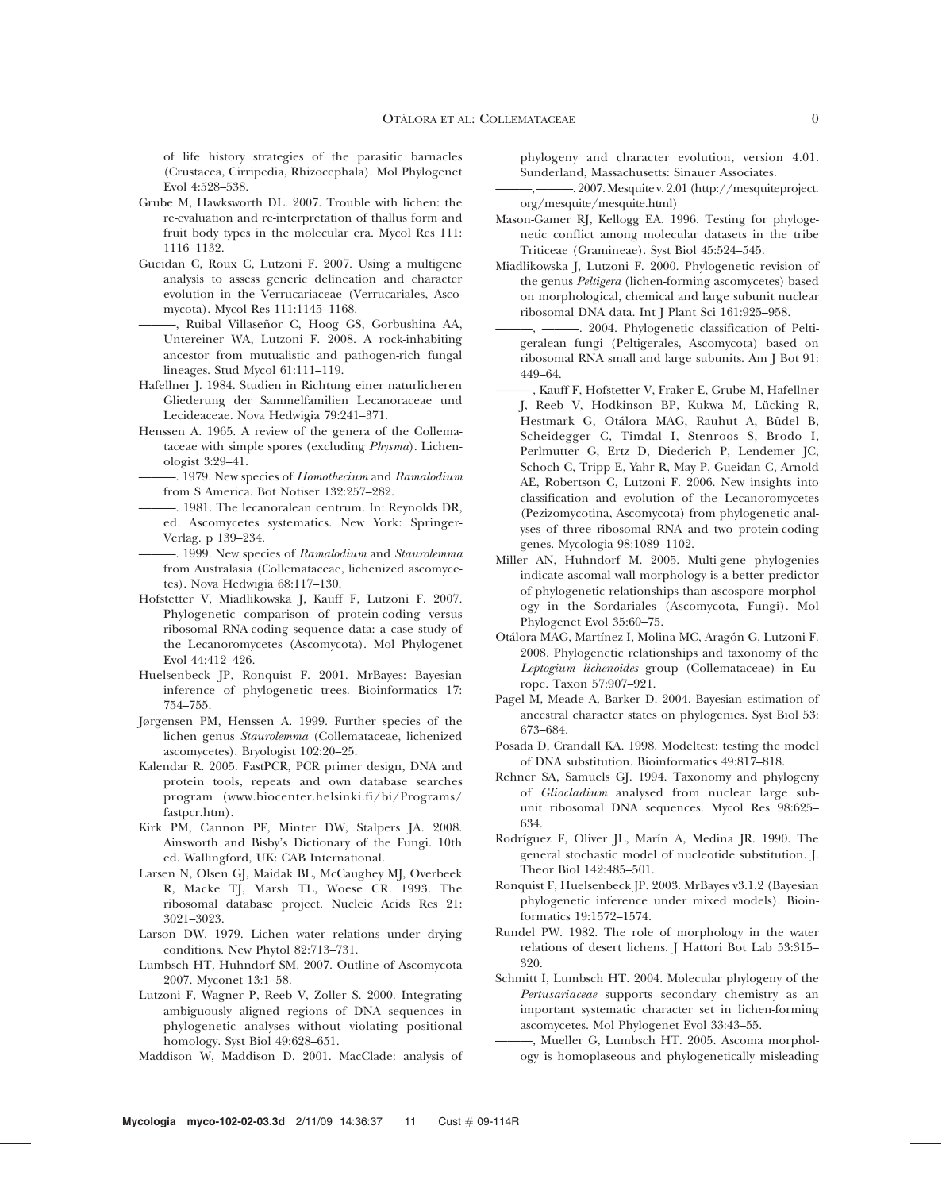of life history strategies of the parasitic barnacles (Crustacea, Cirripedia, Rhizocephala). Mol Phylogenet Evol 4:528–538.

Grube M, Hawksworth DL. 2007. Trouble with lichen: the re-evaluation and re-interpretation of thallus form and fruit body types in the molecular era. Mycol Res 111: 1116–1132.

Gueidan C, Roux C, Lutzoni F. 2007. Using a multigene analysis to assess generic delineation and character evolution in the Verrucariaceae (Verrucariales, Ascomycota). Mycol Res 111:1145–1168.

———, Ruibal Villaseñor C, Hoog GS, Gorbushina AA, Untereiner WA, Lutzoni F. 2008. A rock-inhabiting ancestor from mutualistic and pathogen-rich fungal lineages. Stud Mycol 61:111–119.

Hafellner J. 1984. Studien in Richtung einer naturlicheren Gliederung der Sammelfamilien Lecanoraceae und Lecideaceae. Nova Hedwigia 79:241–371.

Henssen A. 1965. A review of the genera of the Collemataceae with simple spores (excluding *Physma*). Lichenologist 3:29–41.

———. 1979. New species of *Homothecium* and *Ramalodium* from S America. Bot Notiser 132:257–282.

———. 1981. The lecanoralean centrum. In: Reynolds DR, ed. Ascomycetes systematics. New York: Springer-Verlag. p 139–234.

———. 1999. New species of *Ramalodium* and *Staurolemma* from Australasia (Collemataceae, lichenized ascomycetes). Nova Hedwigia 68:117–130.

Hofstetter V, Miadlikowska J, Kauff F, Lutzoni F. 2007. Phylogenetic comparison of protein-coding versus ribosomal RNA-coding sequence data: a case study of the Lecanoromycetes (Ascomycota). Mol Phylogenet Evol 44:412–426.

Huelsenbeck JP, Ronquist F. 2001. MrBayes: Bayesian inference of phylogenetic trees. Bioinformatics 17: 754–755.

Jørgensen PM, Henssen A. 1999. Further species of the lichen genus *Staurolemma* (Collemataceae, lichenized ascomycetes). Bryologist 102:20–25.

Kalendar R. 2005. FastPCR, PCR primer design, DNA and protein tools, repeats and own database searches program (www.biocenter.helsinki.fi/bi/Programs/fastpcr.htm).

Kirk PM, Cannon PF, Minter DW, Stalpers JA. 2008. Ainsworth and Bisby's Dictionary of the Fungi. 10th ed. Wallingford, UK: CAB International.

Larsen N, Olsen GJ, Maidak BL, McCaughey MJ, Overbeek R, Macke TJ, Marsh TL, Woese CR. 1993. The ribosomal database project. Nucleic Acids Res 21: 3021–3023.

Larson DW. 1979. Lichen water relations under drying conditions. New Phytol 82:713–731.

Lumbsch HT, Huhndorf SM. 2007. Outline of Ascomycota 2007. Myconet 13:1–58.

Lutzoni F, Wagner P, Reeb V, Zoller S. 2000. Integrating ambiguously aligned regions of DNA sequences in phylogenetic analyses without violating positional homology. Syst Biol 49:628–651.

Maddison W, Maddison D. 2001. MacClade: analysis of phylogeny and character evolution, version 4.01. Sunderland, Massachusetts: Sinauer Associates.

———, ———. 2007. Mesquite v. 2.01 (http://mesquiteproject.org/mesquite/mesquite.html)

Mason-Gamer RJ, Kellogg EA. 1996. Testing for phylogenetic conflict among molecular datasets in the tribe Triticeae (Gramineae). Syst Biol 45:524–545.

Miadlikowska J, Lutzoni F. 2000. Phylogenetic revision of the genus *Peltigera* (lichen-forming ascomycetes) based on morphological, chemical and large subunit nuclear ribosomal DNA data. Int J Plant Sci 161:925–958.

———, ———. 2004. Phylogenetic classification of Peltigeralean fungi (Peltigerales, Ascomycota) based on ribosomal RNA small and large subunits. Am J Bot 91: 449–64.

———, Kauff F, Hofstetter V, Fraker E, Grube M, Hafellner J, Reeb V, Hodkinson BP, Kukwa M, Lücking R, Hestmark G, Otálora MAG, Rauhut A, Büdel B, Scheidegger C, Timdal I, Stenroos S, Brodo I, Perlmutter G, Ertz D, Diederich P, Lendemer JC, Schoch C, Tripp E, Yahr R, May P, Gueidan C, Arnold AE, Robertson C, Lutzoni F. 2006. New insights into classification and evolution of the Lecanoromycetes (Pezizomycotina, Ascomycota) from phylogenetic analyses of three ribosomal RNA and two protein-coding genes. Mycologia 98:1089–1102.

Miller AN, Huhndorf M. 2005. Multi-gene phylogenies indicate ascomal wall morphology is a better predictor of phylogenetic relationships than ascospore morphology in the Sordariales (Ascomycota, Fungi). Mol Phylogenet Evol 35:60–75.

Otálora MAG, Martínez I, Molina MC, Aragón G, Lutzoni F. 2008. Phylogenetic relationships and taxonomy of the *Leptogium lichenoides* group (Collemataceae) in Europe. Taxon 57:907–921.

Pagel M, Meade A, Barker D. 2004. Bayesian estimation of ancestral character states on phylogenies. Syst Biol 53: 673–684.

Posada D, Crandall KA. 1998. Modeltest: testing the model of DNA substitution. Bioinformatics 49:817–818.

Rehner SA, Samuels GJ. 1994. Taxonomy and phylogeny of *Gliocladium* analysed from nuclear large subunit ribosomal DNA sequences. Mycol Res 98:625–634.

Rodríguez F, Oliver JL, Marín A, Medina JR. 1990. The general stochastic model of nucleotide substitution. J. Theor Biol 142:485–501.

Ronquist F, Huelsenbeck JP. 2003. MrBayes v3.1.2 (Bayesian phylogenetic inference under mixed models). Bioinformatics 19:1572–1574.

Rundel PW. 1982. The role of morphology in the water relations of desert lichens. J Hattori Bot Lab 53:315–320.

Schmitt I, Lumbsch HT. 2004. Molecular phylogeny of the *Pertusariaceae* supports secondary chemistry as an important systematic character set in lichen-forming ascomycetes. Mol Phylogenet Evol 33:43–55.

———, Mueller G, Lumbsch HT. 2005. Ascoma morphology is homoplaseous and phylogenetically misleading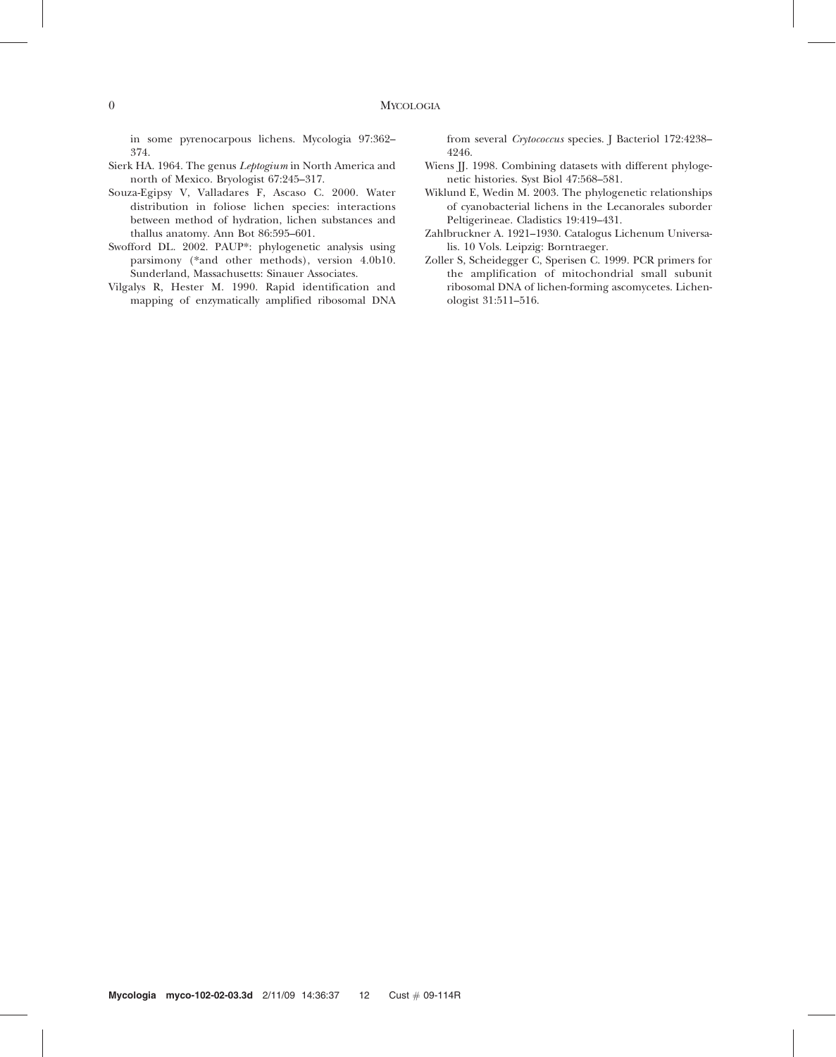in some pyrenocarpous lichens. Mycologia 97:362–374.

Sierk HA. 1964. The genus *Leptogium* in North America and north of Mexico. Bryologist 67:245–317.

Souza-Egipsy V, Valladares F, Ascaso C. 2000. Water distribution in foliose lichen species: interactions between method of hydration, lichen substances and thallus anatomy. Ann Bot 86:595–601.

Swofford DL. 2002. PAUP*: phylogenetic analysis using parsimony (*and other methods), version 4.0b10. Sunderland, Massachusetts: Sinauer Associates.

Vilgalys R, Hester M. 1990. Rapid identification and mapping of enzymatically amplified ribosomal DNA from several *Crytococcus* species. J Bacteriol 172:4238–4246.

Wiens JJ. 1998. Combining datasets with different phylogenetic histories. Syst Biol 47:568–581.

Wiklund E, Wedin M. 2003. The phylogenetic relationships of cyanobacterial lichens in the Lecanorales suborder Peltigerineae. Cladistics 19:419–431.

Zahlbruckner A. 1921–1930. Catalogus Lichenum Universalis. 10 Vols. Leipzig: Borntraeger.

Zoller S, Scheidegger C, Sperisen C. 1999. PCR primers for the amplification of mitochondrial small subunit ribosomal DNA of lichen-forming ascomycetes. Lichenologist 31:511–516.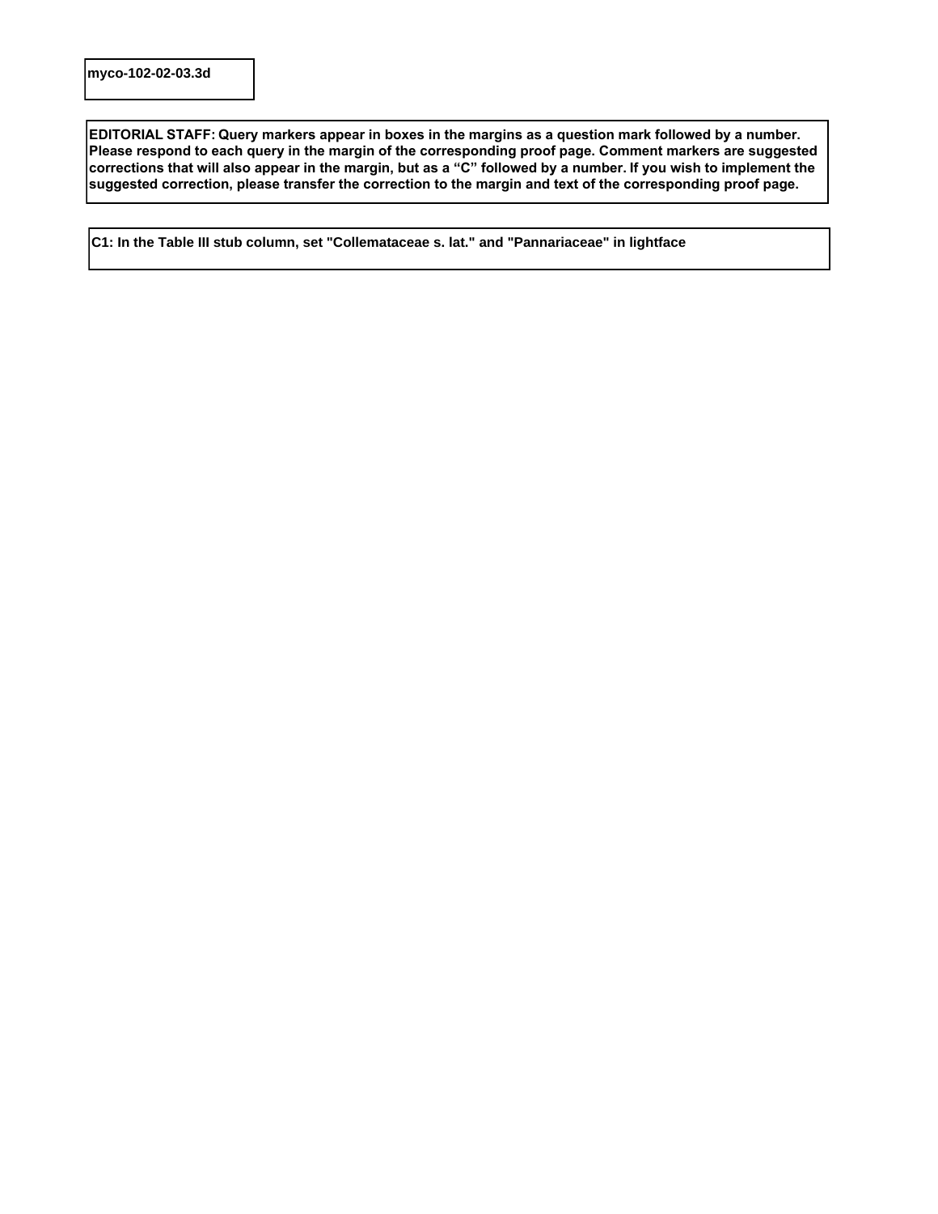myco-102-02-03.3d

**EDITORIAL STAFF: Query markers appear in boxes in the margins as a question mark followed by a number. Please respond to each query in the margin of the corresponding proof page. Comment markers are suggested corrections that will also appear in the margin, but as a "C" followed by a number. If you wish to implement the suggested correction, please transfer the correction to the margin and text of the corresponding proof page.**

**C1: In the Table III stub column, set "Collemataceae s. lat." and "Pannariaceae" in lightface**